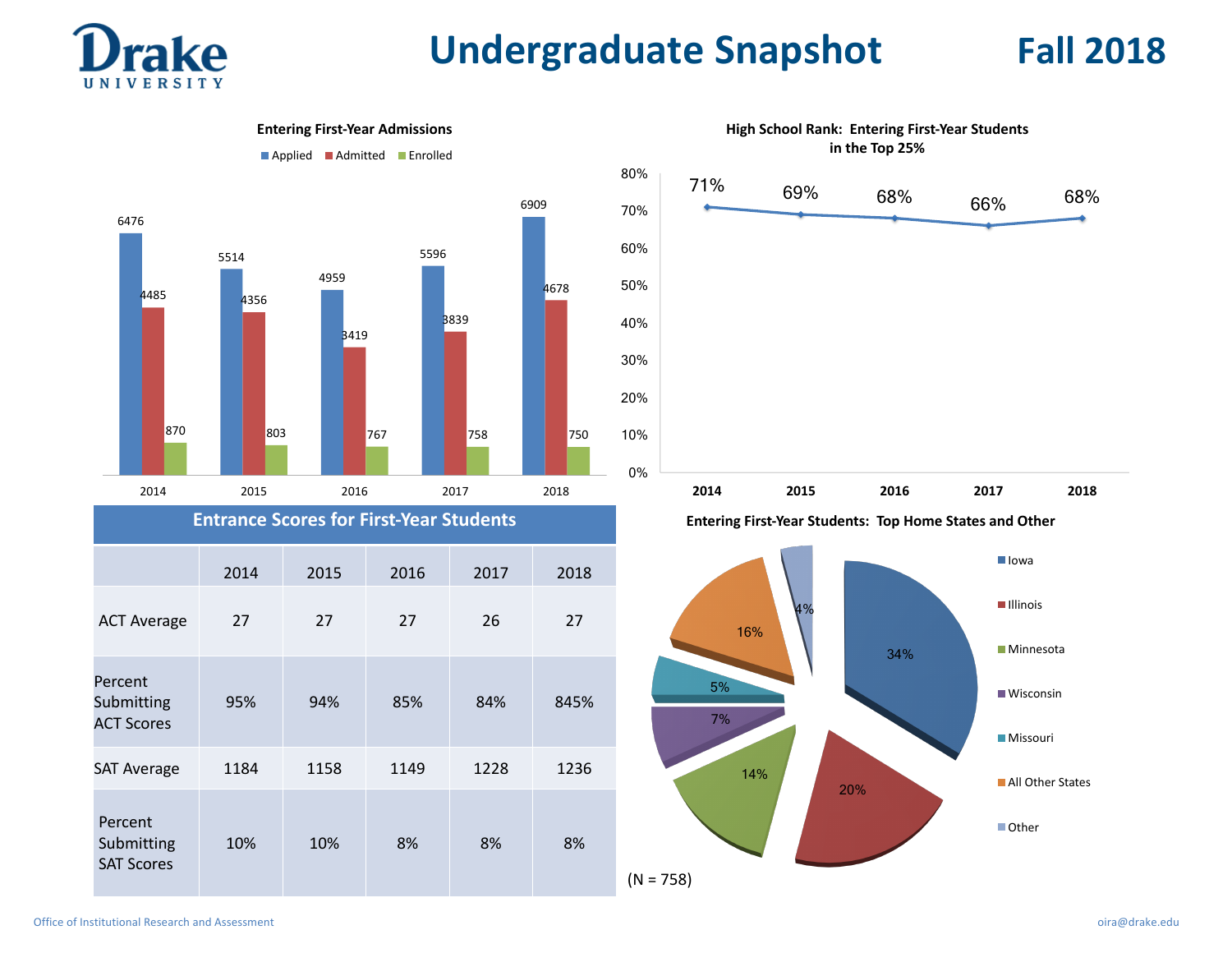# Drake University

# Undergraduate Snapshot — Fall 2018

## Entering First-Year Admissions

| | Applied | Admitted | Enrolled |
|---|---|---|---|
| 2014 | 6476 | 4485 | 870 |
| 2015 | 5514 | 4356 | 803 |
| 2016 | 4959 | 3419 | 767 |
| 2017 | 5596 | 3839 | 758 |
| 2018 | 6909 | 4678 | 750 |

## High School Rank: Entering First-Year Students in the Top 25%

| 2014 | 2015 | 2016 | 2017 | 2018 |
|---|---|---|---|---|
| 71% | 69% | 68% | 66% | 68% |

## Entrance Scores for First-Year Students

| | 2014 | 2015 | 2016 | 2017 | 2018 |
|---|---|---|---|---|---|
| ACT Average | 27 | 27 | 27 | 26 | 27 |
| Percent Submitting ACT Scores | 95% | 94% | 85% | 84% | 845% |
| SAT Average | 1184 | 1158 | 1149 | 1228 | 1236 |
| Percent Submitting SAT Scores | 10% | 10% | 8% | 8% | 8% |

## Entering First-Year Students: Top Home States and Other

| State | Percent |
|---|---|
| Iowa | 34% |
| Illinois | 20% |
| Minnesota | 14% |
| Wisconsin | 7% |
| Missouri | 5% |
| All Other States | 16% |
| Other | 4% |

(N = 758)

Office of Institutional Research and Assessment — oira@drake.edu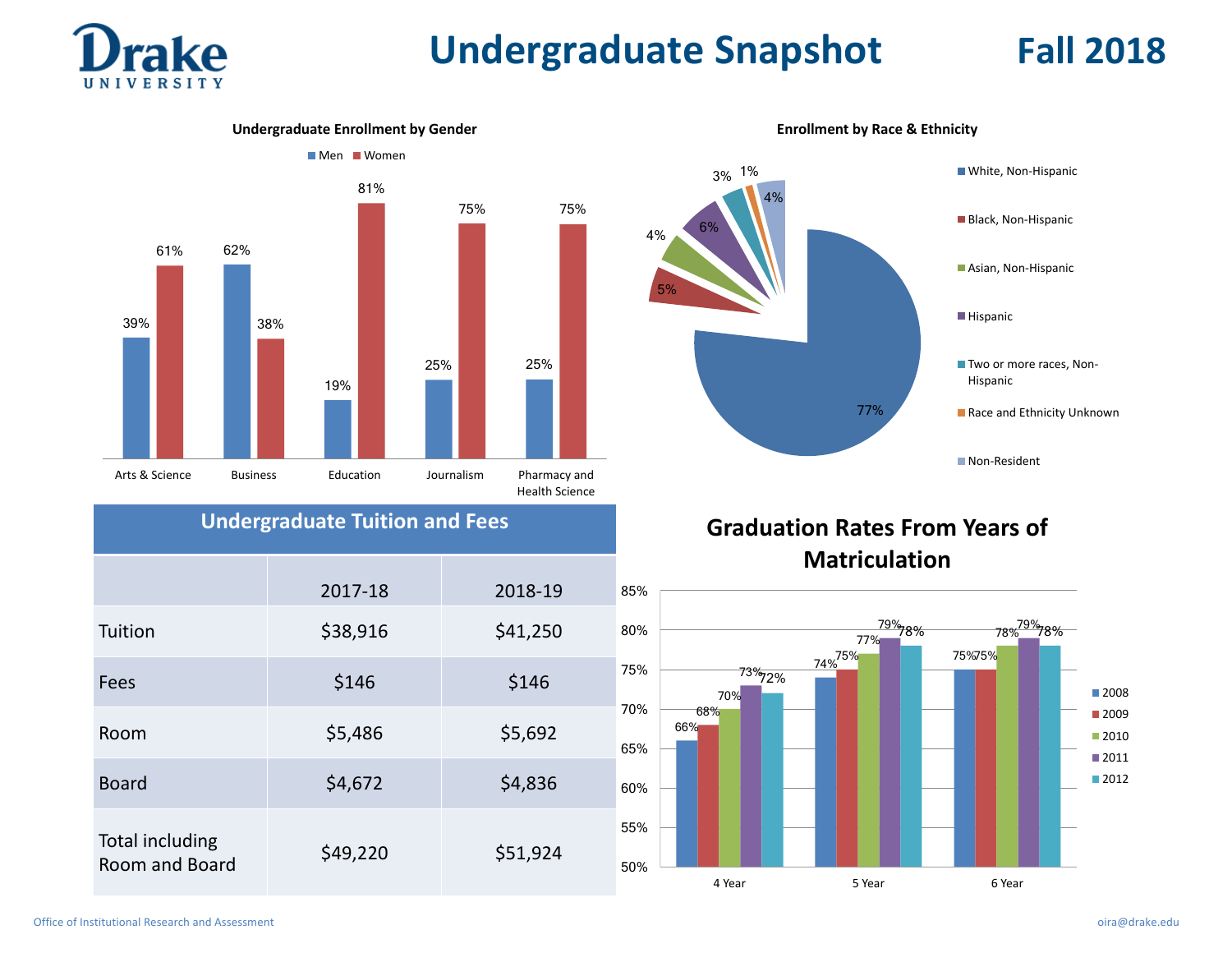# Drake University

# Undergraduate Snapshot — Fall 2018

### Undergraduate Enrollment by Gender

Men
Women

39%
61%
62%
38%
19%
81%
25%
75%
25%
75%

Arts & Science
Business
Education
Journalism
Pharmacy and Health Science

### Enrollment by Race & Ethnicity

77%
5%
4%
6%
3%
1%
4%

White, Non-Hispanic
Black, Non-Hispanic
Asian, Non-Hispanic
Hispanic
Two or more races, Non-Hispanic
Race and Ethnicity Unknown
Non-Resident

### Undergraduate Tuition and Fees

| | 2017-18 | 2018-19 |
|---|---|---|
| Tuition | $38,916 | $41,250 |
| Fees | $146 | $146 |
| Room | $5,486 | $5,692 |
| Board | $4,672 | $4,836 |
| Total including Room and Board | $49,220 | $51,924 |

### Graduation Rates From Years of Matriculation

85%
80%
75%
70%
65%
60%
55%
50%

66%
68%
70%
73%
72%
74%
75%
77%
79%
78%
75%
75%
78%
79%
78%

4 Year
5 Year
6 Year

2008
2009
2010
2011
2012

Office of Institutional Research and Assessment

oira@drake.edu